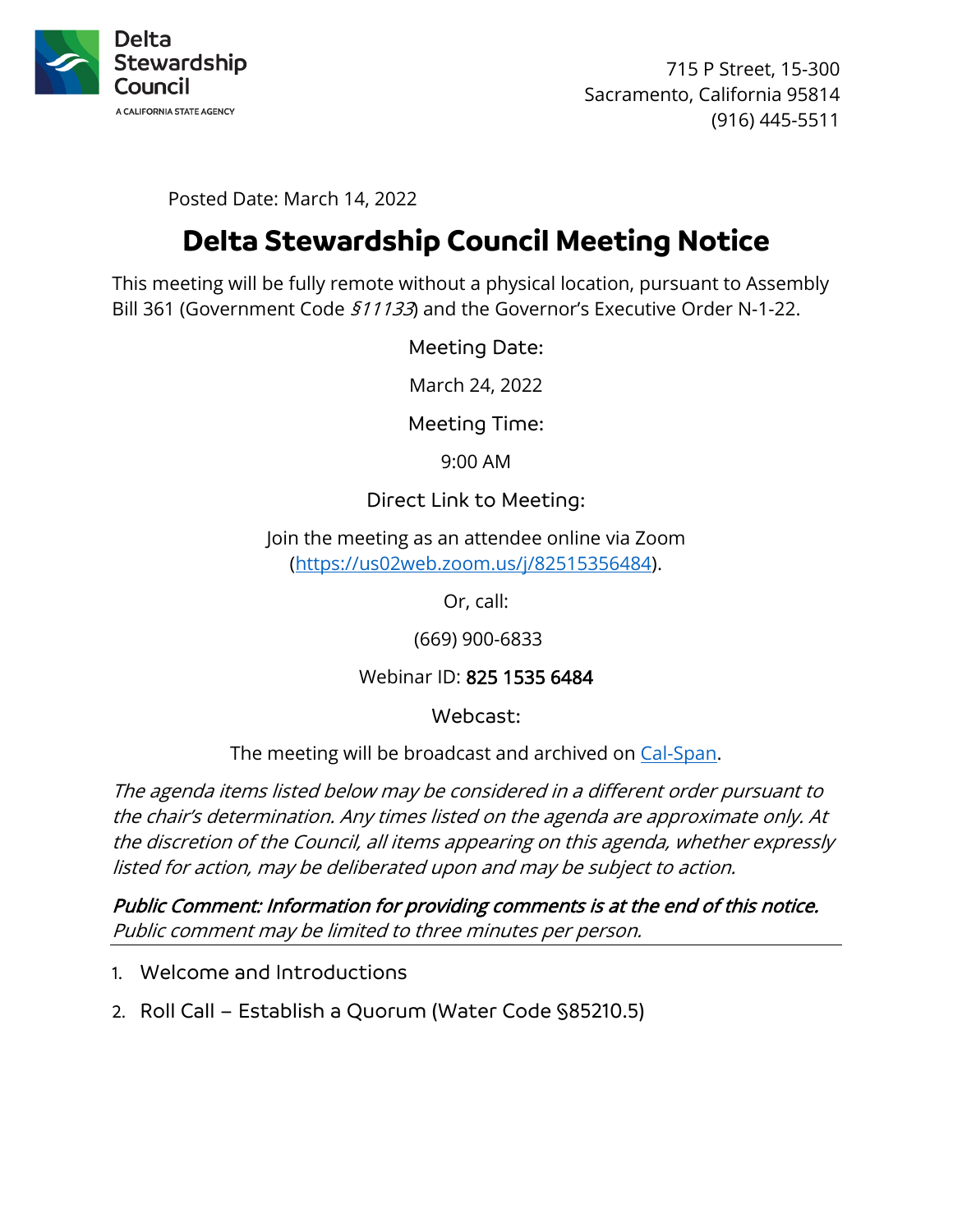Delta Stewardship Council

A CALIFORNIA STATE AGENCY

715 P Street, 15-300
Sacramento, California 95814
(916) 445-5511

Posted Date: March 14, 2022

# Delta Stewardship Council Meeting Notice

This meeting will be fully remote without a physical location, pursuant to Assembly Bill 361 (Government Code *§11133*) and the Governor's Executive Order N-1-22.

Meeting Date:

March 24, 2022

Meeting Time:

9:00 AM

Direct Link to Meeting:

Join the meeting as an attendee online via Zoom ([https://us02web.zoom.us/j/82515356484](https://us02web.zoom.us/j/82515356484)).

Or, call:

(669) 900-6833

Webinar ID: 825 1535 6484

Webcast:

The meeting will be broadcast and archived on [Cal-Span](#).

*The agenda items listed below may be considered in a different order pursuant to the chair's determination. Any times listed on the agenda are approximate only. At the discretion of the Council, all items appearing on this agenda, whether expressly listed for action, may be deliberated upon and may be subject to action.*

***Public Comment: Information for providing comments is at the end of this notice.***
*Public comment may be limited to three minutes per person.*

1. Welcome and Introductions
2. Roll Call – Establish a Quorum (Water Code §85210.5)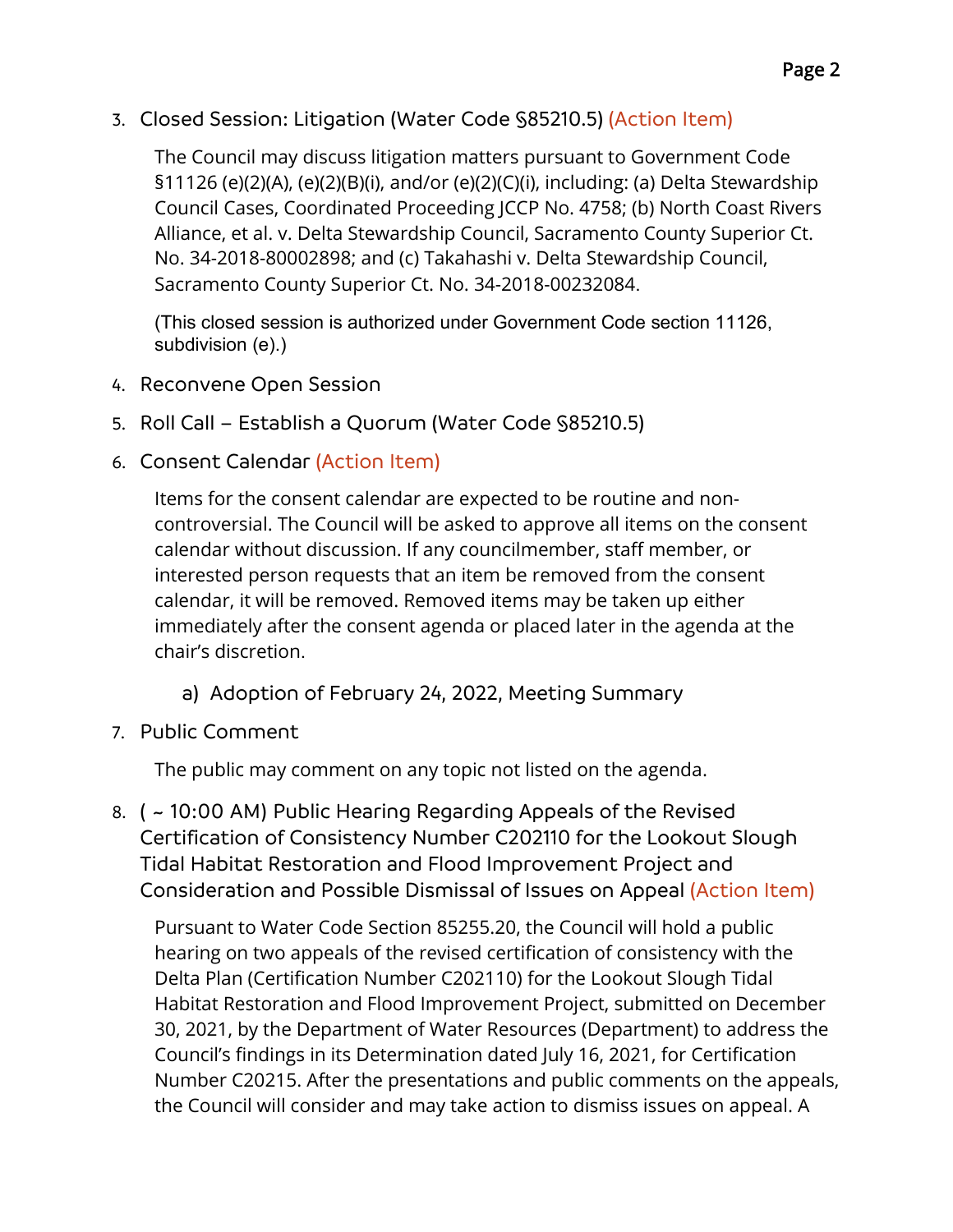3. Closed Session: Litigation (Water Code §85210.5) (Action Item)

   The Council may discuss litigation matters pursuant to Government Code §11126 (e)(2)(A), (e)(2)(B)(i), and/or (e)(2)(C)(i), including: (a) Delta Stewardship Council Cases, Coordinated Proceeding JCCP No. 4758; (b) North Coast Rivers Alliance, et al. v. Delta Stewardship Council, Sacramento County Superior Ct. No. 34-2018-80002898; and (c) Takahashi v. Delta Stewardship Council, Sacramento County Superior Ct. No. 34-2018-00232084.

   (This closed session is authorized under Government Code section 11126, subdivision (e).)

4. Reconvene Open Session

5. Roll Call – Establish a Quorum (Water Code §85210.5)

6. Consent Calendar (Action Item)

   Items for the consent calendar are expected to be routine and non-controversial. The Council will be asked to approve all items on the consent calendar without discussion. If any councilmember, staff member, or interested person requests that an item be removed from the consent calendar, it will be removed. Removed items may be taken up either immediately after the consent agenda or placed later in the agenda at the chair's discretion.

   a) Adoption of February 24, 2022, Meeting Summary

7. Public Comment

   The public may comment on any topic not listed on the agenda.

8. ( ~ 10:00 AM) Public Hearing Regarding Appeals of the Revised Certification of Consistency Number C202110 for the Lookout Slough Tidal Habitat Restoration and Flood Improvement Project and Consideration and Possible Dismissal of Issues on Appeal (Action Item)

   Pursuant to Water Code Section 85255.20, the Council will hold a public hearing on two appeals of the revised certification of consistency with the Delta Plan (Certification Number C202110) for the Lookout Slough Tidal Habitat Restoration and Flood Improvement Project, submitted on December 30, 2021, by the Department of Water Resources (Department) to address the Council's findings in its Determination dated July 16, 2021, for Certification Number C20215. After the presentations and public comments on the appeals, the Council will consider and may take action to dismiss issues on appeal. A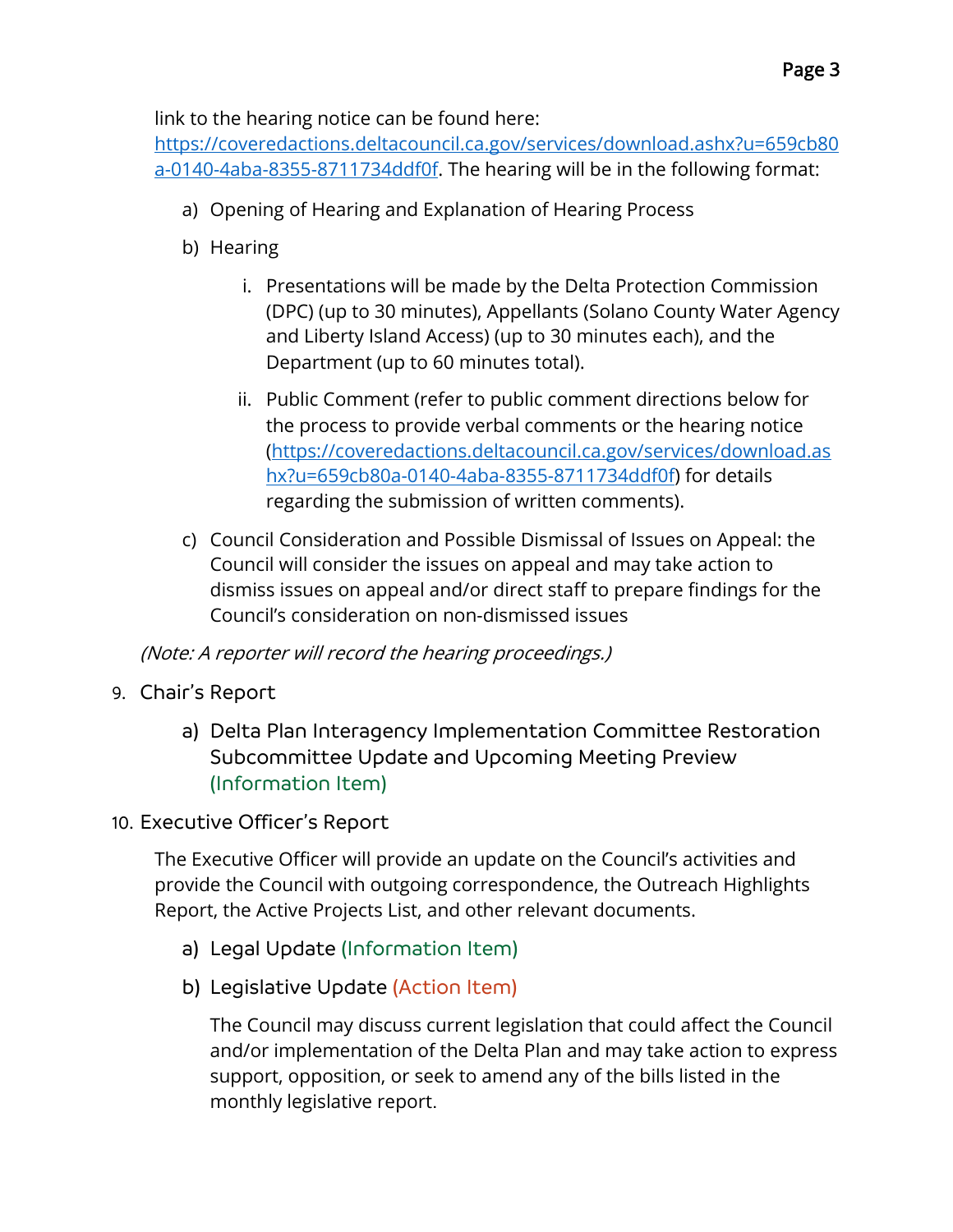link to the hearing notice can be found here: [https://coveredactions.deltacouncil.ca.gov/services/download.ashx?u=659cb80a-0140-4aba-8355-8711734ddf0f](https://coveredactions.deltacouncil.ca.gov/services/download.ashx?u=659cb80a-0140-4aba-8355-8711734ddf0f). The hearing will be in the following format:

a) Opening of Hearing and Explanation of Hearing Process

b) Hearing

   i. Presentations will be made by the Delta Protection Commission (DPC) (up to 30 minutes), Appellants (Solano County Water Agency and Liberty Island Access) (up to 30 minutes each), and the Department (up to 60 minutes total).

   ii. Public Comment (refer to public comment directions below for the process to provide verbal comments or the hearing notice ([https://coveredactions.deltacouncil.ca.gov/services/download.ashx?u=659cb80a-0140-4aba-8355-8711734ddf0f](https://coveredactions.deltacouncil.ca.gov/services/download.ashx?u=659cb80a-0140-4aba-8355-8711734ddf0f)) for details regarding the submission of written comments).

c) Council Consideration and Possible Dismissal of Issues on Appeal: the Council will consider the issues on appeal and may take action to dismiss issues on appeal and/or direct staff to prepare findings for the Council's consideration on non-dismissed issues

*(Note: A reporter will record the hearing proceedings.)*

9. Chair's Report

   a) Delta Plan Interagency Implementation Committee Restoration Subcommittee Update and Upcoming Meeting Preview (Information Item)

10. Executive Officer's Report

    The Executive Officer will provide an update on the Council's activities and provide the Council with outgoing correspondence, the Outreach Highlights Report, the Active Projects List, and other relevant documents.

    a) Legal Update (Information Item)

    b) Legislative Update (Action Item)

       The Council may discuss current legislation that could affect the Council and/or implementation of the Delta Plan and may take action to express support, opposition, or seek to amend any of the bills listed in the monthly legislative report.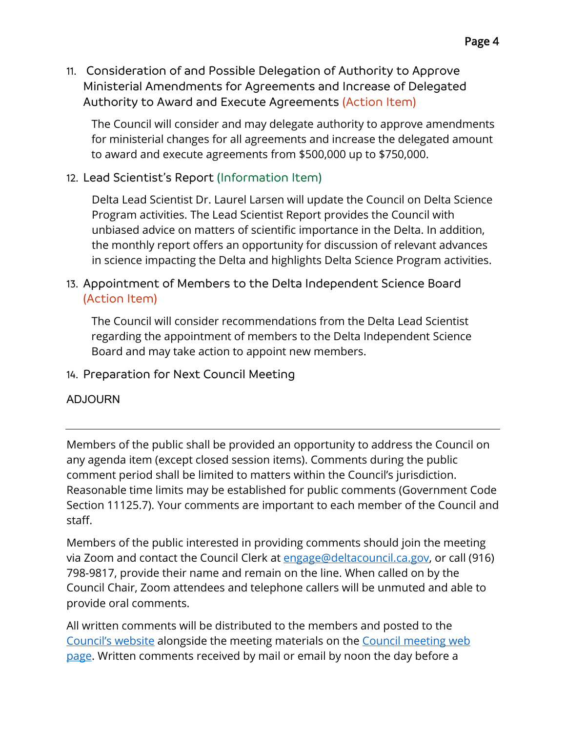11. Consideration of and Possible Delegation of Authority to Approve Ministerial Amendments for Agreements and Increase of Delegated Authority to Award and Execute Agreements (Action Item)

    The Council will consider and may delegate authority to approve amendments for ministerial changes for all agreements and increase the delegated amount to award and execute agreements from $500,000 up to $750,000.

12. Lead Scientist's Report (Information Item)

    Delta Lead Scientist Dr. Laurel Larsen will update the Council on Delta Science Program activities. The Lead Scientist Report provides the Council with unbiased advice on matters of scientific importance in the Delta. In addition, the monthly report offers an opportunity for discussion of relevant advances in science impacting the Delta and highlights Delta Science Program activities.

13. Appointment of Members to the Delta Independent Science Board (Action Item)

    The Council will consider recommendations from the Delta Lead Scientist regarding the appointment of members to the Delta Independent Science Board and may take action to appoint new members.

14. Preparation for Next Council Meeting

ADJOURN

---

Members of the public shall be provided an opportunity to address the Council on any agenda item (except closed session items). Comments during the public comment period shall be limited to matters within the Council's jurisdiction. Reasonable time limits may be established for public comments (Government Code Section 11125.7). Your comments are important to each member of the Council and staff.

Members of the public interested in providing comments should join the meeting via Zoom and contact the Council Clerk at [engage@deltacouncil.ca.gov](mailto:engage@deltacouncil.ca.gov), or call (916) 798-9817, provide their name and remain on the line. When called on by the Council Chair, Zoom attendees and telephone callers will be unmuted and able to provide oral comments.

All written comments will be distributed to the members and posted to the Council's website alongside the meeting materials on the Council meeting web page. Written comments received by mail or email by noon the day before a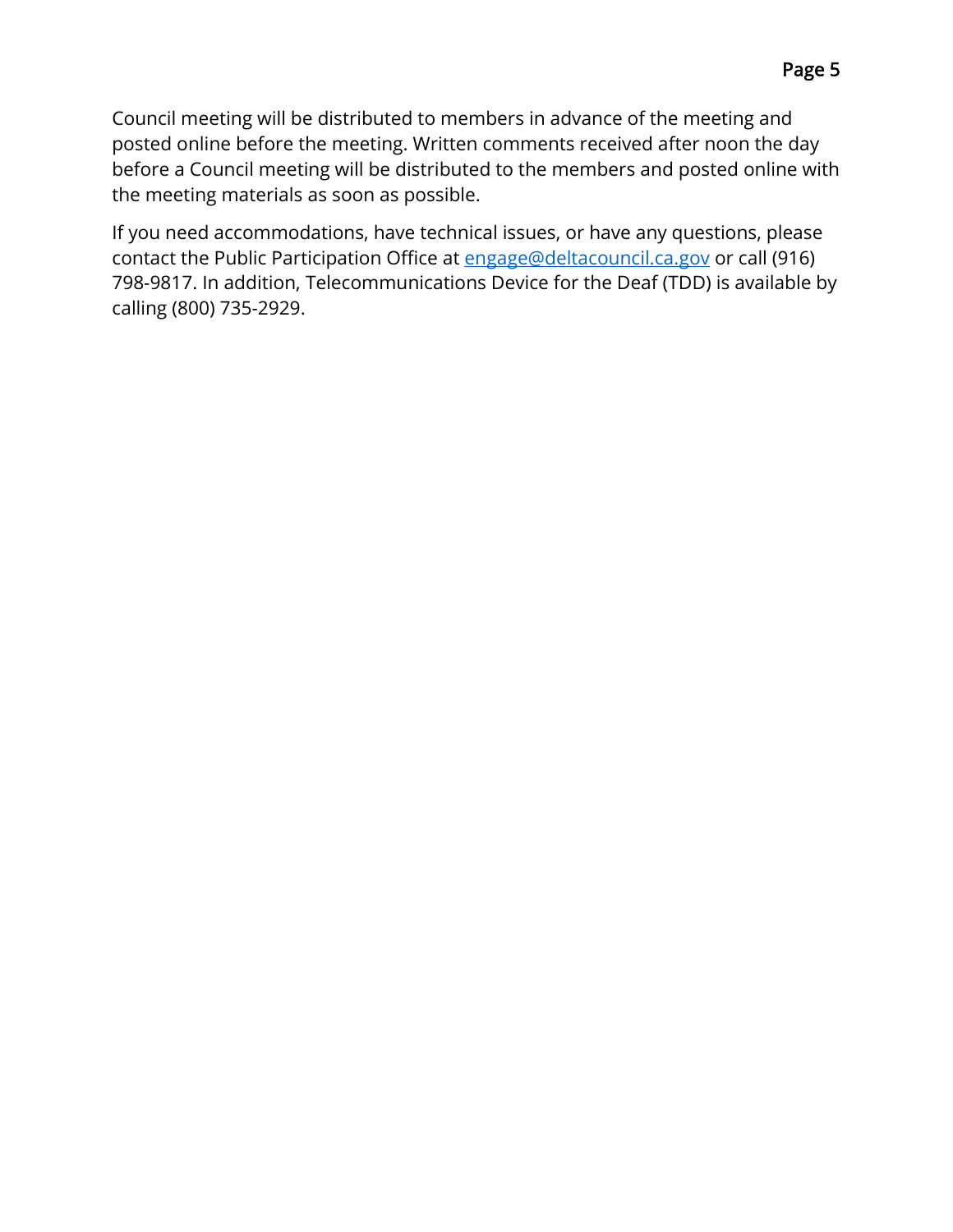Council meeting will be distributed to members in advance of the meeting and posted online before the meeting. Written comments received after noon the day before a Council meeting will be distributed to the members and posted online with the meeting materials as soon as possible.

If you need accommodations, have technical issues, or have any questions, please contact the Public Participation Office at engage@deltacouncil.ca.gov or call (916) 798-9817. In addition, Telecommunications Device for the Deaf (TDD) is available by calling (800) 735-2929.